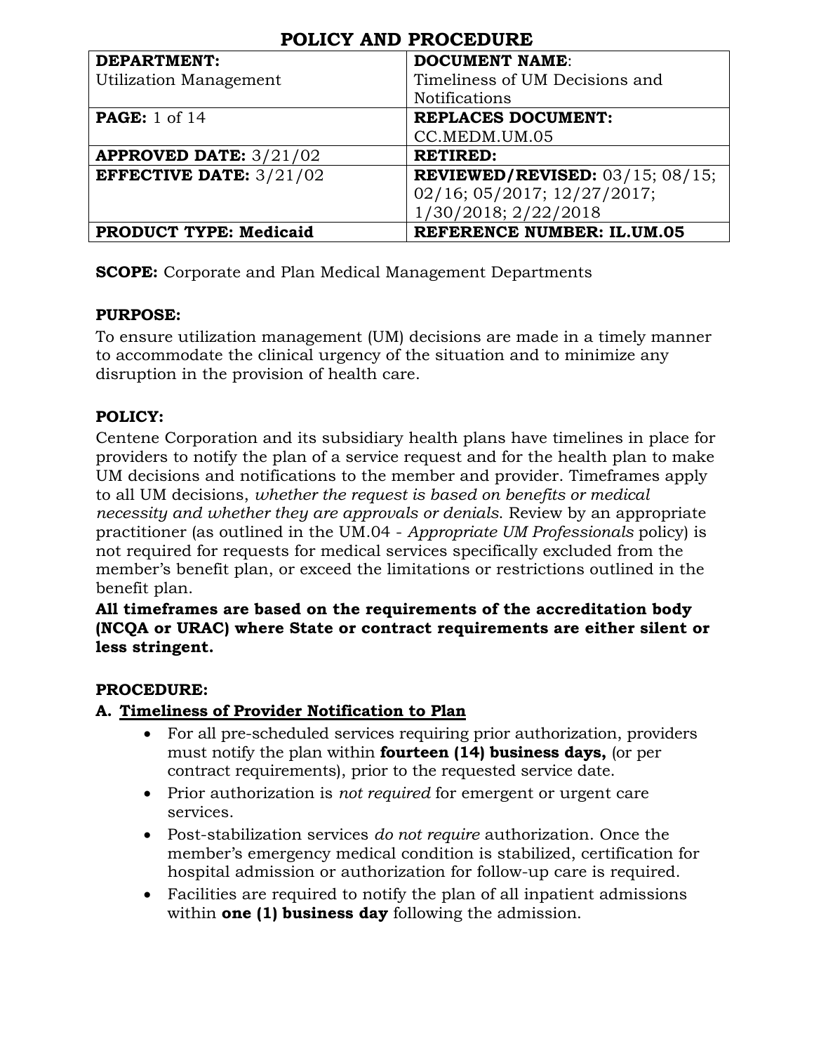# POLICY AND PROCEDURE

| **DEPARTMENT:** Utilization Management | **DOCUMENT NAME**: Timeliness of UM Decisions and Notifications |
|---|---|
| **PAGE:** 1 of 14 | **REPLACES DOCUMENT:** CC.MEDM.UM.05 |
| **APPROVED DATE:** 3/21/02 | **RETIRED:** |
| **EFFECTIVE DATE:** 3/21/02 | **REVIEWED/REVISED:** 03/15; 08/15; 02/16; 05/2017; 12/27/2017; 1/30/2018; 2/22/2018 |
| **PRODUCT TYPE: Medicaid** | **REFERENCE NUMBER: IL.UM.05** |

**SCOPE:** Corporate and Plan Medical Management Departments

**PURPOSE:**
To ensure utilization management (UM) decisions are made in a timely manner to accommodate the clinical urgency of the situation and to minimize any disruption in the provision of health care.

**POLICY:**
Centene Corporation and its subsidiary health plans have timelines in place for providers to notify the plan of a service request and for the health plan to make UM decisions and notifications to the member and provider. Timeframes apply to all UM decisions, *whether the request is based on benefits or medical necessity and whether they are approvals or denials.* Review by an appropriate practitioner (as outlined in the UM.04 - *Appropriate UM Professionals* policy) is not required for requests for medical services specifically excluded from the member's benefit plan, or exceed the limitations or restrictions outlined in the benefit plan.
**All timeframes are based on the requirements of the accreditation body (NCQA or URAC) where State or contract requirements are either silent or less stringent.**

**PROCEDURE:**

**A. <u>Timeliness of Provider Notification to Plan</u>**

- For all pre-scheduled services requiring prior authorization, providers must notify the plan within **fourteen (14) business days,** (or per contract requirements), prior to the requested service date.
- Prior authorization is *not required* for emergent or urgent care services.
- Post-stabilization services *do not require* authorization. Once the member's emergency medical condition is stabilized, certification for hospital admission or authorization for follow-up care is required.
- Facilities are required to notify the plan of all inpatient admissions within **one (1) business day** following the admission.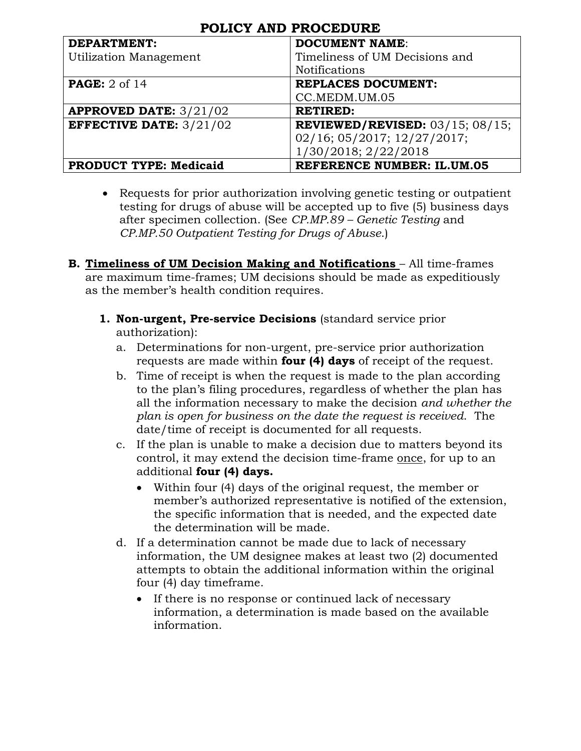- Requests for prior authorization involving genetic testing or outpatient testing for drugs of abuse will be accepted up to five (5) business days after specimen collection. (See *CP.MP.89 – Genetic Testing* and *CP.MP.50 Outpatient Testing for Drugs of Abuse*.)

**B. <u>Timeliness of UM Decision Making and Notifications</u>** – All time-frames are maximum time-frames; UM decisions should be made as expeditiously as the member's health condition requires.

1. **Non-urgent, Pre-service Decisions** (standard service prior authorization):
   a. Determinations for non-urgent, pre-service prior authorization requests are made within **four (4) days** of receipt of the request.
   b. Time of receipt is when the request is made to the plan according to the plan's filing procedures, regardless of whether the plan has all the information necessary to make the decision *and whether the plan is open for business on the date the request is received*. The date/time of receipt is documented for all requests.
   c. If the plan is unable to make a decision due to matters beyond its control, it may extend the decision time-frame <u>once</u>, for up to an additional **four (4) days.**
      - Within four (4) days of the original request, the member or member's authorized representative is notified of the extension, the specific information that is needed, and the expected date the determination will be made.
   d. If a determination cannot be made due to lack of necessary information, the UM designee makes at least two (2) documented attempts to obtain the additional information within the original four (4) day timeframe.
      - If there is no response or continued lack of necessary information, a determination is made based on the available information.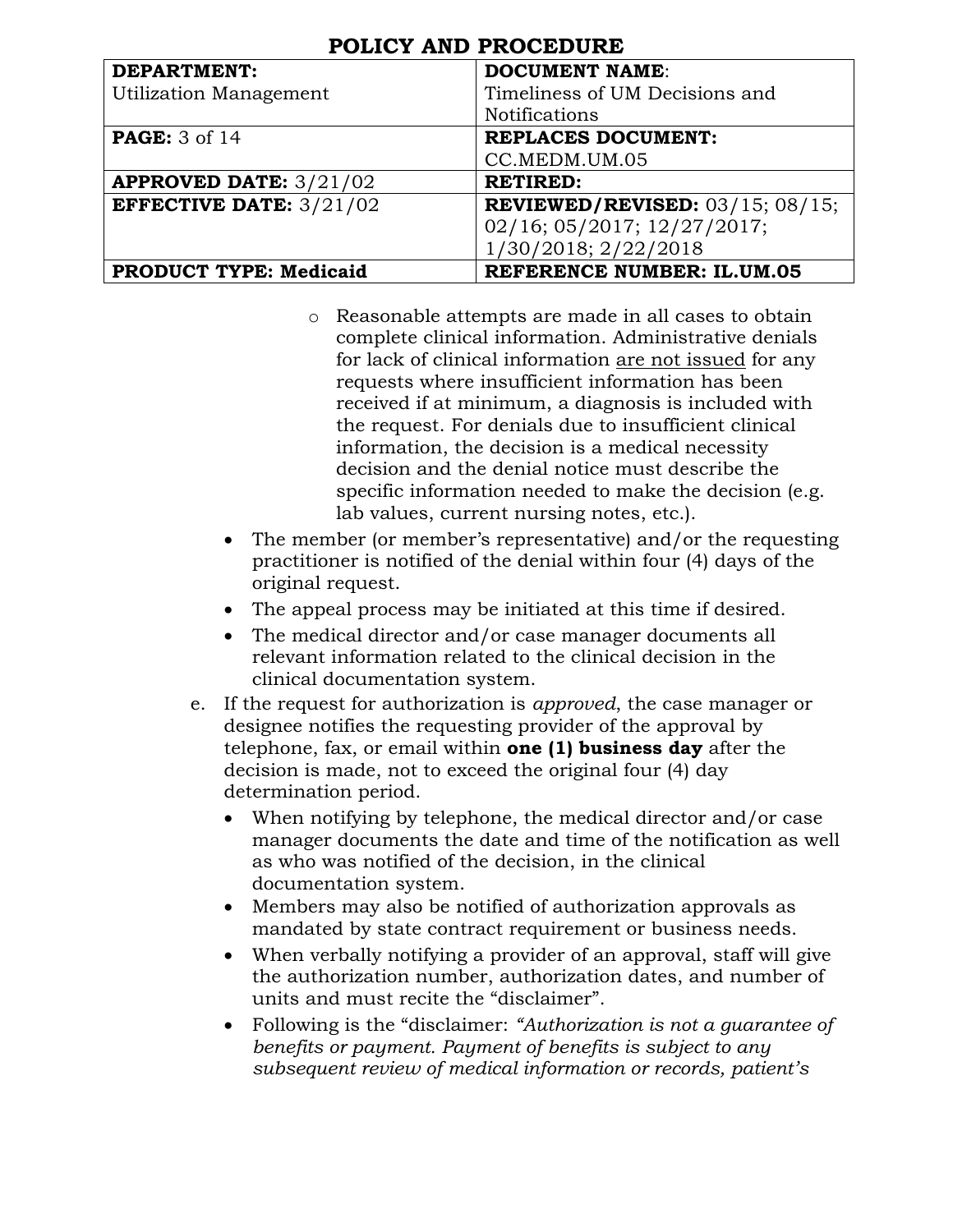- Reasonable attempts are made in all cases to obtain complete clinical information. Administrative denials for lack of clinical information <u>are not issued</u> for any requests where insufficient information has been received if at minimum, a diagnosis is included with the request. For denials due to insufficient clinical information, the decision is a medical necessity decision and the denial notice must describe the specific information needed to make the decision (e.g. lab values, current nursing notes, etc.).

- The member (or member's representative) and/or the requesting practitioner is notified of the denial within four (4) days of the original request.
- The appeal process may be initiated at this time if desired.
- The medical director and/or case manager documents all relevant information related to the clinical decision in the clinical documentation system.

e. If the request for authorization is *approved*, the case manager or designee notifies the requesting provider of the approval by telephone, fax, or email within **one (1) business day** after the decision is made, not to exceed the original four (4) day determination period.

- When notifying by telephone, the medical director and/or case manager documents the date and time of the notification as well as who was notified of the decision, in the clinical documentation system.
- Members may also be notified of authorization approvals as mandated by state contract requirement or business needs.
- When verbally notifying a provider of an approval, staff will give the authorization number, authorization dates, and number of units and must recite the "disclaimer".
- Following is the "disclaimer: *"Authorization is not a guarantee of benefits or payment. Payment of benefits is subject to any subsequent review of medical information or records, patient's*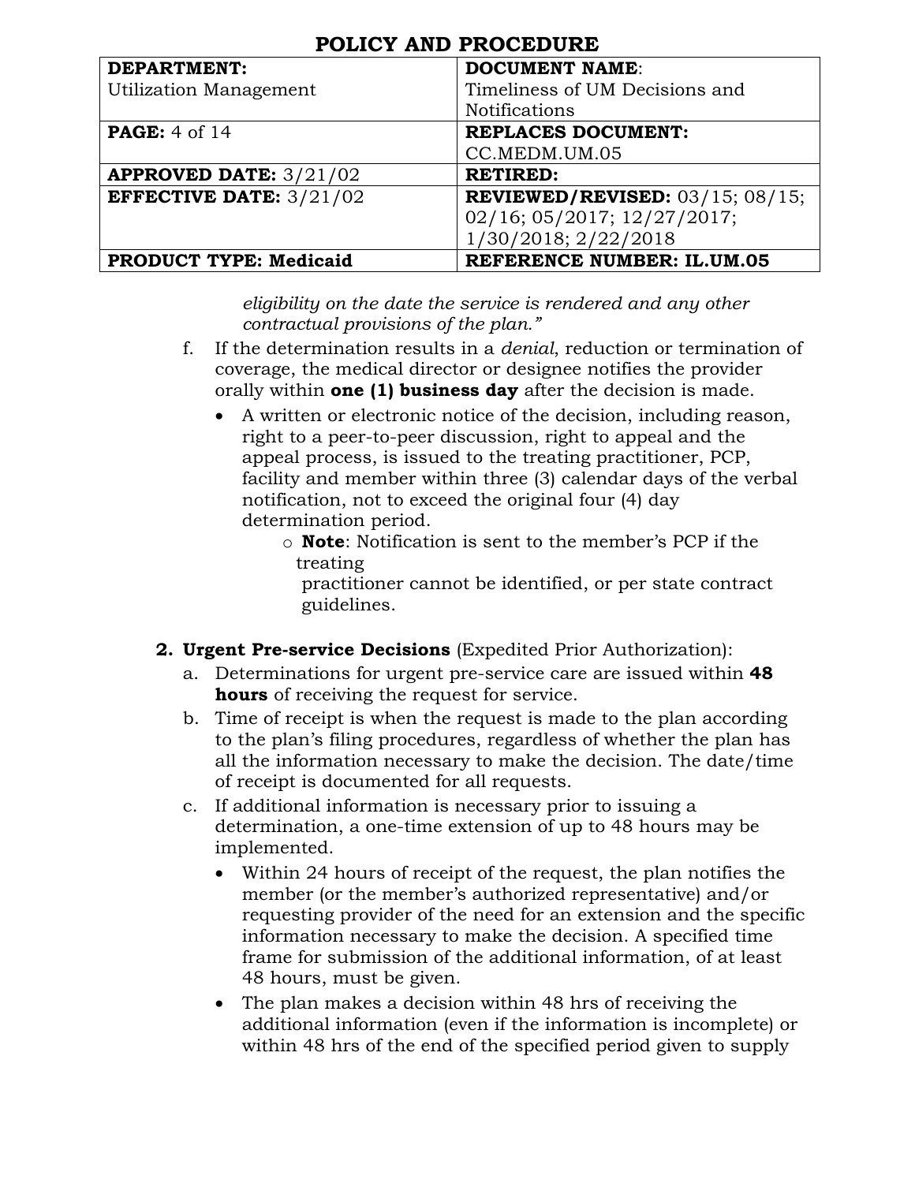*eligibility on the date the service is rendered and any other contractual provisions of the plan."*

f. If the determination results in a *denial*, reduction or termination of coverage, the medical director or designee notifies the provider orally within **one (1) business day** after the decision is made.
   - A written or electronic notice of the decision, including reason, right to a peer-to-peer discussion, right to appeal and the appeal process, is issued to the treating practitioner, PCP, facility and member within three (3) calendar days of the verbal notification, not to exceed the original four (4) day determination period.
     - **Note**: Notification is sent to the member's PCP if the treating practitioner cannot be identified, or per state contract guidelines.

2. **Urgent Pre-service Decisions** (Expedited Prior Authorization):
   a. Determinations for urgent pre-service care are issued within **48 hours** of receiving the request for service.
   b. Time of receipt is when the request is made to the plan according to the plan's filing procedures, regardless of whether the plan has all the information necessary to make the decision. The date/time of receipt is documented for all requests.
   c. If additional information is necessary prior to issuing a determination, a one-time extension of up to 48 hours may be implemented.
      - Within 24 hours of receipt of the request, the plan notifies the member (or the member's authorized representative) and/or requesting provider of the need for an extension and the specific information necessary to make the decision. A specified time frame for submission of the additional information, of at least 48 hours, must be given.
      - The plan makes a decision within 48 hrs of receiving the additional information (even if the information is incomplete) or within 48 hrs of the end of the specified period given to supply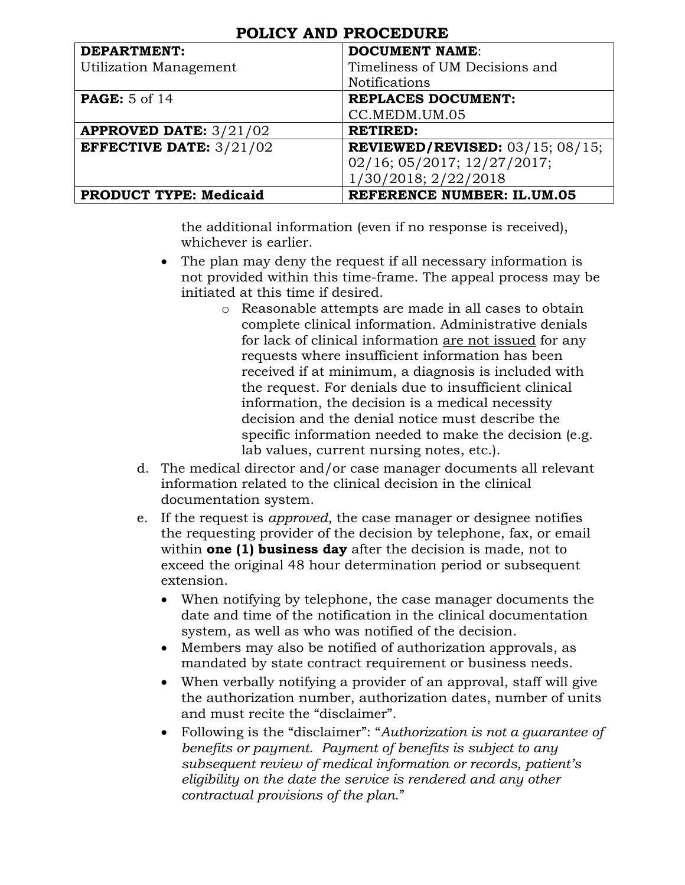the additional information (even if no response is received), whichever is earlier.

- The plan may deny the request if all necessary information is not provided within this time-frame. The appeal process may be initiated at this time if desired.
    - Reasonable attempts are made in all cases to obtain complete clinical information. Administrative denials for lack of clinical information <u>are not issued</u> for any requests where insufficient information has been received if at minimum, a diagnosis is included with the request. For denials due to insufficient clinical information, the decision is a medical necessity decision and the denial notice must describe the specific information needed to make the decision (e.g. lab values, current nursing notes, etc.).

d. The medical director and/or case manager documents all relevant information related to the clinical decision in the clinical documentation system.

e. If the request is *approved*, the case manager or designee notifies the requesting provider of the decision by telephone, fax, or email within **one (1) business day** after the decision is made, not to exceed the original 48 hour determination period or subsequent extension.

- When notifying by telephone, the case manager documents the date and time of the notification in the clinical documentation system, as well as who was notified of the decision.
- Members may also be notified of authorization approvals, as mandated by state contract requirement or business needs.
- When verbally notifying a provider of an approval, staff will give the authorization number, authorization dates, number of units and must recite the "disclaimer".
- Following is the "disclaimer": "*Authorization is not a guarantee of benefits or payment. Payment of benefits is subject to any subsequent review of medical information or records, patient's eligibility on the date the service is rendered and any other contractual provisions of the plan.*"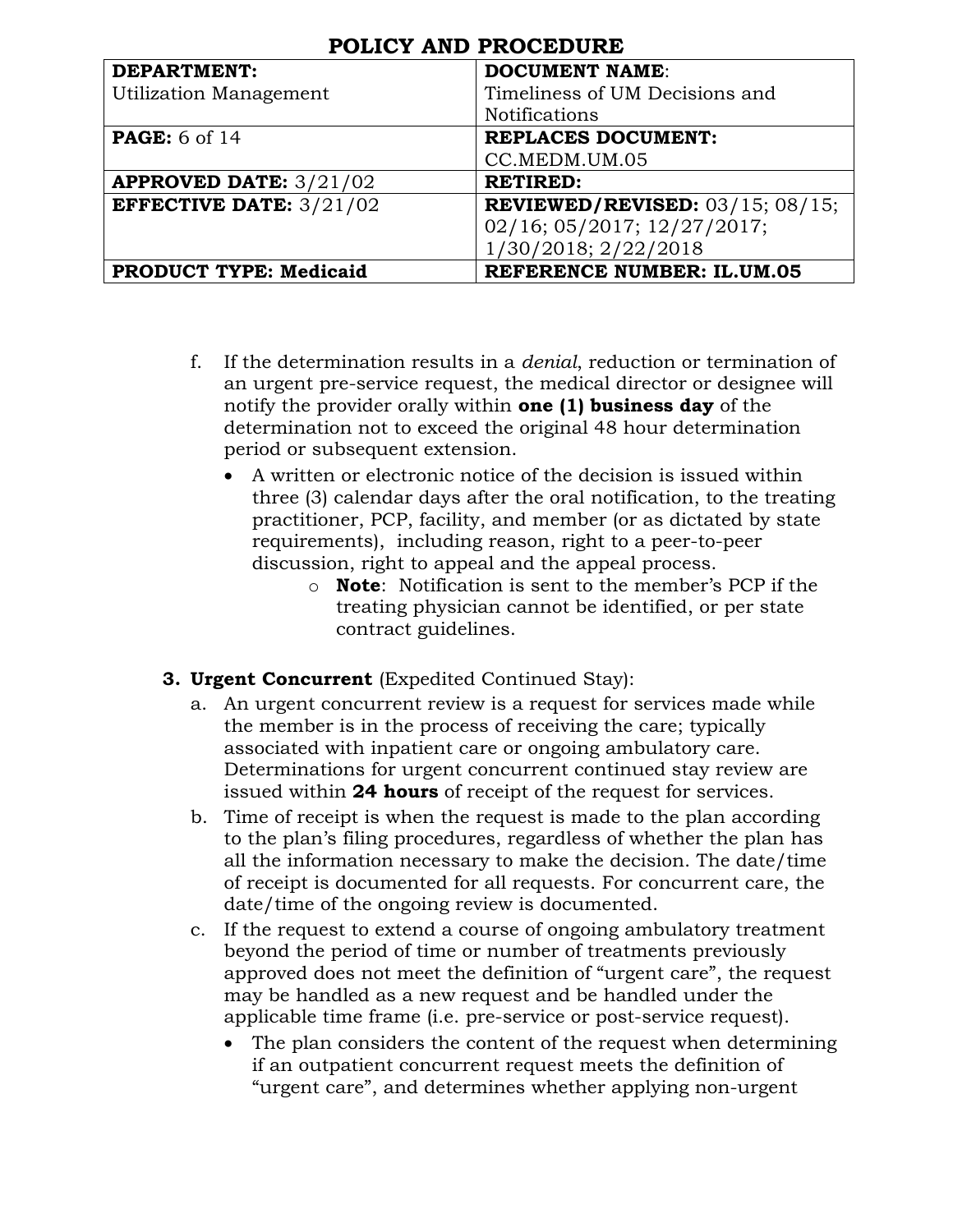f. If the determination results in a *denial*, reduction or termination of an urgent pre-service request, the medical director or designee will notify the provider orally within **one (1) business day** of the determination not to exceed the original 48 hour determination period or subsequent extension.
   - A written or electronic notice of the decision is issued within three (3) calendar days after the oral notification, to the treating practitioner, PCP, facility, and member (or as dictated by state requirements), including reason, right to a peer-to-peer discussion, right to appeal and the appeal process.
     - **Note**: Notification is sent to the member's PCP if the treating physician cannot be identified, or per state contract guidelines.

**3. Urgent Concurrent** (Expedited Continued Stay):

a. An urgent concurrent review is a request for services made while the member is in the process of receiving the care; typically associated with inpatient care or ongoing ambulatory care. Determinations for urgent concurrent continued stay review are issued within **24 hours** of receipt of the request for services.

b. Time of receipt is when the request is made to the plan according to the plan's filing procedures, regardless of whether the plan has all the information necessary to make the decision. The date/time of receipt is documented for all requests. For concurrent care, the date/time of the ongoing review is documented.

c. If the request to extend a course of ongoing ambulatory treatment beyond the period of time or number of treatments previously approved does not meet the definition of "urgent care", the request may be handled as a new request and be handled under the applicable time frame (i.e. pre-service or post-service request).
   - The plan considers the content of the request when determining if an outpatient concurrent request meets the definition of "urgent care", and determines whether applying non-urgent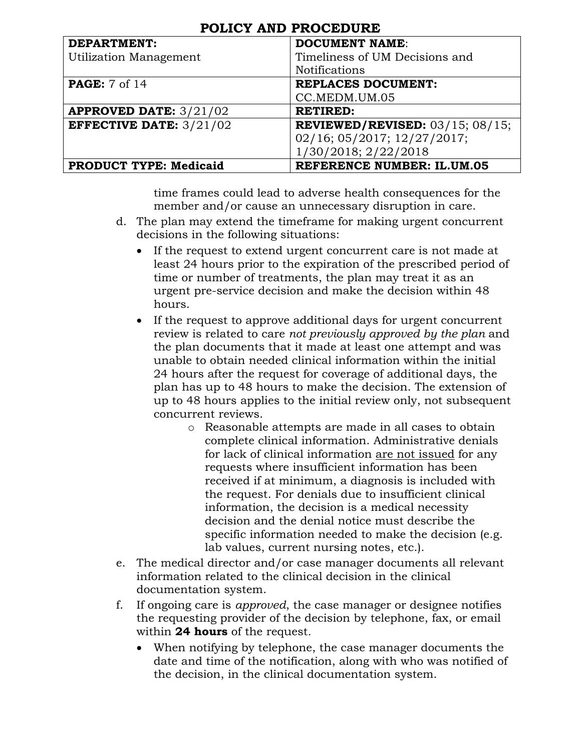time frames could lead to adverse health consequences for the member and/or cause an unnecessary disruption in care.

d. The plan may extend the timeframe for making urgent concurrent decisions in the following situations:
   - If the request to extend urgent concurrent care is not made at least 24 hours prior to the expiration of the prescribed period of time or number of treatments, the plan may treat it as an urgent pre-service decision and make the decision within 48 hours.
   - If the request to approve additional days for urgent concurrent review is related to care *not previously approved by the plan* and the plan documents that it made at least one attempt and was unable to obtain needed clinical information within the initial 24 hours after the request for coverage of additional days, the plan has up to 48 hours to make the decision. The extension of up to 48 hours applies to the initial review only, not subsequent concurrent reviews.
     - Reasonable attempts are made in all cases to obtain complete clinical information. Administrative denials for lack of clinical information are not issued for any requests where insufficient information has been received if at minimum, a diagnosis is included with the request. For denials due to insufficient clinical information, the decision is a medical necessity decision and the denial notice must describe the specific information needed to make the decision (e.g. lab values, current nursing notes, etc.).

e. The medical director and/or case manager documents all relevant information related to the clinical decision in the clinical documentation system.

f. If ongoing care is *approved*, the case manager or designee notifies the requesting provider of the decision by telephone, fax, or email within **24 hours** of the request.
   - When notifying by telephone, the case manager documents the date and time of the notification, along with who was notified of the decision, in the clinical documentation system.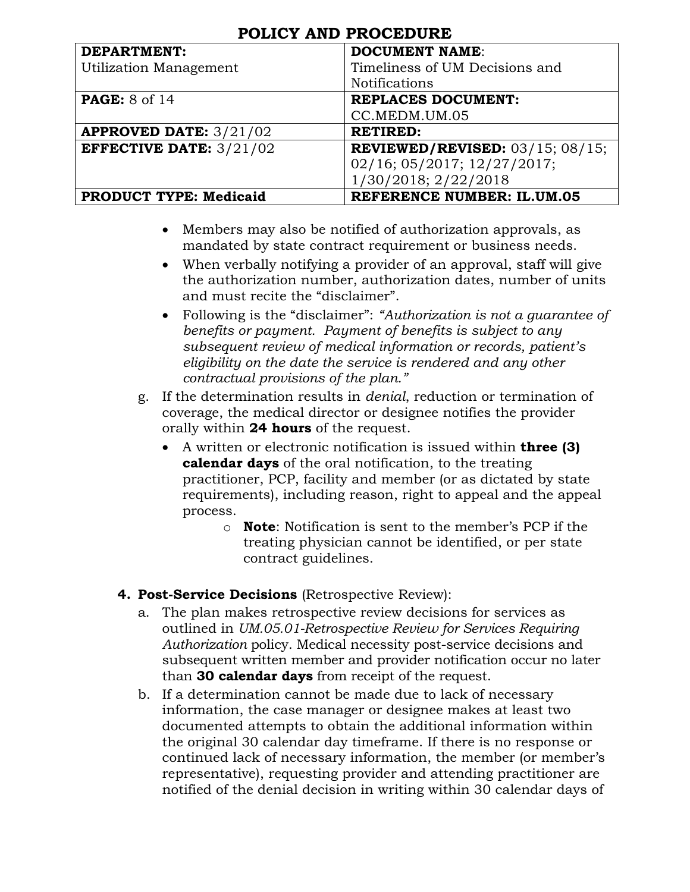# POLICY AND PROCEDURE

| DEPARTMENT: Utilization Management | DOCUMENT NAME: Timeliness of UM Decisions and Notifications |
|---|---|
| **PAGE:** 8 of 14 | **REPLACES DOCUMENT:** CC.MEDM.UM.05 |
| **APPROVED DATE:** 3/21/02 | **RETIRED:** |
| **EFFECTIVE DATE:** 3/21/02 | **REVIEWED/REVISED:** 03/15; 08/15; 02/16; 05/2017; 12/27/2017; 1/30/2018; 2/22/2018 |
| **PRODUCT TYPE: Medicaid** | **REFERENCE NUMBER: IL.UM.05** |

- Members may also be notified of authorization approvals, as mandated by state contract requirement or business needs.
- When verbally notifying a provider of an approval, staff will give the authorization number, authorization dates, number of units and must recite the "disclaimer".
- Following is the "disclaimer": *"Authorization is not a guarantee of benefits or payment. Payment of benefits is subject to any subsequent review of medical information or records, patient's eligibility on the date the service is rendered and any other contractual provisions of the plan."*

g. If the determination results in *denial*, reduction or termination of coverage, the medical director or designee notifies the provider orally within **24 hours** of the request.

- A written or electronic notification is issued within **three (3) calendar days** of the oral notification, to the treating practitioner, PCP, facility and member (or as dictated by state requirements), including reason, right to appeal and the appeal process.
  - **Note**: Notification is sent to the member's PCP if the treating physician cannot be identified, or per state contract guidelines.

**4. Post-Service Decisions** (Retrospective Review):

a. The plan makes retrospective review decisions for services as outlined in *UM.05.01-Retrospective Review for Services Requiring Authorization* policy. Medical necessity post-service decisions and subsequent written member and provider notification occur no later than **30 calendar days** from receipt of the request.

b. If a determination cannot be made due to lack of necessary information, the case manager or designee makes at least two documented attempts to obtain the additional information within the original 30 calendar day timeframe. If there is no response or continued lack of necessary information, the member (or member's representative), requesting provider and attending practitioner are notified of the denial decision in writing within 30 calendar days of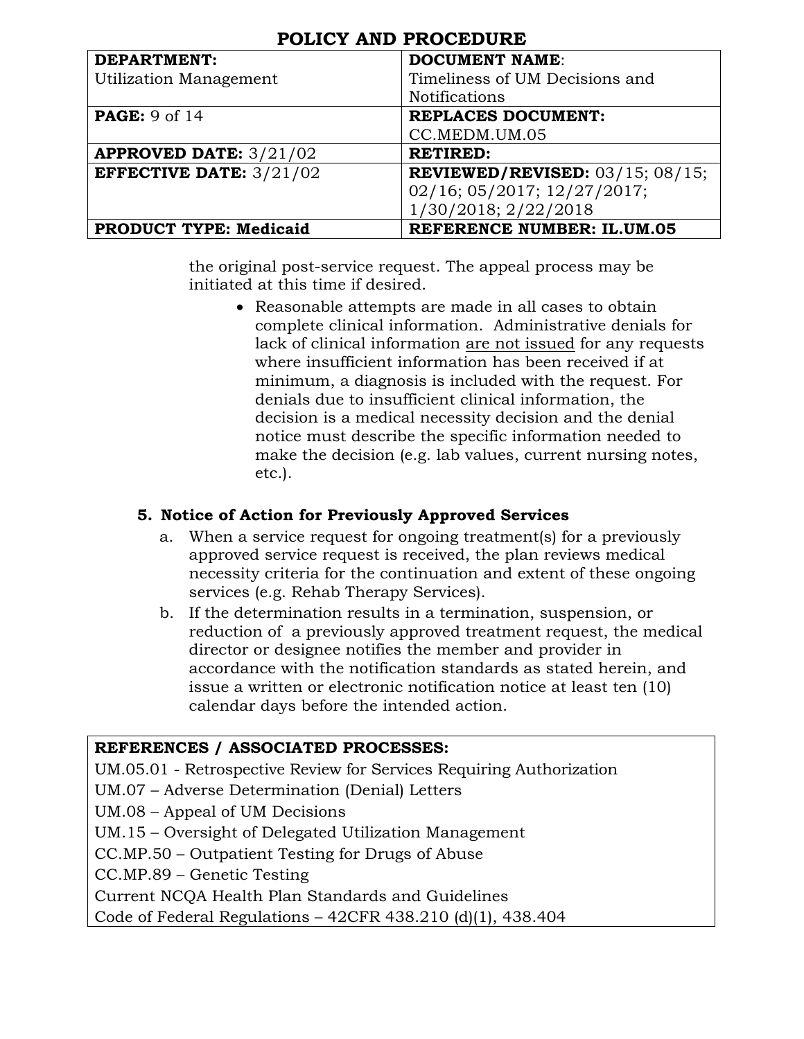the original post-service request. The appeal process may be initiated at this time if desired.

- Reasonable attempts are made in all cases to obtain complete clinical information. Administrative denials for lack of clinical information <u>are not issued</u> for any requests where insufficient information has been received if at minimum, a diagnosis is included with the request. For denials due to insufficient clinical information, the decision is a medical necessity decision and the denial notice must describe the specific information needed to make the decision (e.g. lab values, current nursing notes, etc.).

**5. Notice of Action for Previously Approved Services**

a. When a service request for ongoing treatment(s) for a previously approved service request is received, the plan reviews medical necessity criteria for the continuation and extent of these ongoing services (e.g. Rehab Therapy Services).

b. If the determination results in a termination, suspension, or reduction of a previously approved treatment request, the medical director or designee notifies the member and provider in accordance with the notification standards as stated herein, and issue a written or electronic notification notice at least ten (10) calendar days before the intended action.

| **REFERENCES / ASSOCIATED PROCESSES:** |
|---|
| UM.05.01 - Retrospective Review for Services Requiring Authorization<br>UM.07 – Adverse Determination (Denial) Letters<br>UM.08 – Appeal of UM Decisions<br>UM.15 – Oversight of Delegated Utilization Management<br>CC.MP.50 – Outpatient Testing for Drugs of Abuse<br>CC.MP.89 – Genetic Testing<br>Current NCQA Health Plan Standards and Guidelines<br>Code of Federal Regulations – 42CFR 438.210 (d)(1), 438.404 |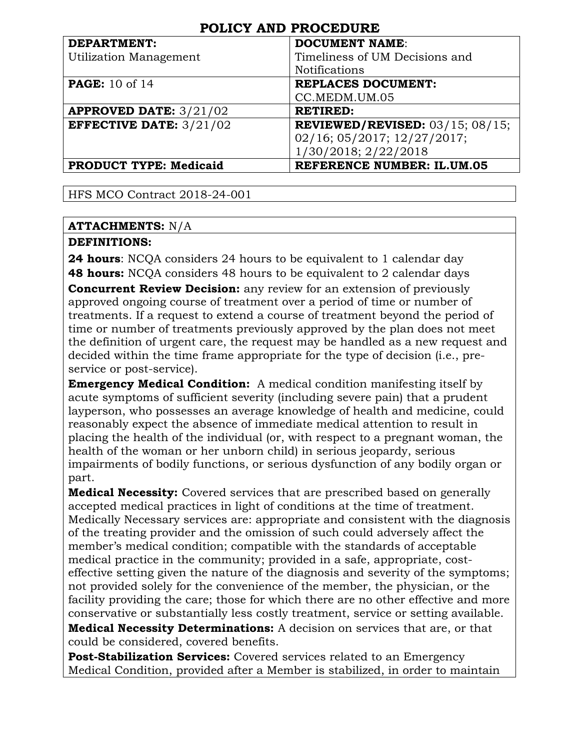# POLICY AND PROCEDURE

| DEPARTMENT: | DOCUMENT NAME: |
|---|---|
| Utilization Management | Timeliness of UM Decisions and Notifications |
| **PAGE:** 10 of 14 | **REPLACES DOCUMENT:** CC.MEDM.UM.05 |
| **APPROVED DATE:** 3/21/02 | **RETIRED:** |
| **EFFECTIVE DATE:** 3/21/02 | **REVIEWED/REVISED:** 03/15; 08/15; 02/16; 05/2017; 12/27/2017; 1/30/2018; 2/22/2018 |
| **PRODUCT TYPE: Medicaid** | **REFERENCE NUMBER: IL.UM.05** |

HFS MCO Contract 2018-24-001

**ATTACHMENTS:** N/A

**DEFINITIONS:**

**24 hours**: NCQA considers 24 hours to be equivalent to 1 calendar day

**48 hours:** NCQA considers 48 hours to be equivalent to 2 calendar days

**Concurrent Review Decision:** any review for an extension of previously approved ongoing course of treatment over a period of time or number of treatments. If a request to extend a course of treatment beyond the period of time or number of treatments previously approved by the plan does not meet the definition of urgent care, the request may be handled as a new request and decided within the time frame appropriate for the type of decision (i.e., pre-service or post-service).

**Emergency Medical Condition:** A medical condition manifesting itself by acute symptoms of sufficient severity (including severe pain) that a prudent layperson, who possesses an average knowledge of health and medicine, could reasonably expect the absence of immediate medical attention to result in placing the health of the individual (or, with respect to a pregnant woman, the health of the woman or her unborn child) in serious jeopardy, serious impairments of bodily functions, or serious dysfunction of any bodily organ or part.

**Medical Necessity:** Covered services that are prescribed based on generally accepted medical practices in light of conditions at the time of treatment. Medically Necessary services are: appropriate and consistent with the diagnosis of the treating provider and the omission of such could adversely affect the member's medical condition; compatible with the standards of acceptable medical practice in the community; provided in a safe, appropriate, cost-effective setting given the nature of the diagnosis and severity of the symptoms; not provided solely for the convenience of the member, the physician, or the facility providing the care; those for which there are no other effective and more conservative or substantially less costly treatment, service or setting available.

**Medical Necessity Determinations:** A decision on services that are, or that could be considered, covered benefits.

**Post-Stabilization Services:** Covered services related to an Emergency Medical Condition, provided after a Member is stabilized, in order to maintain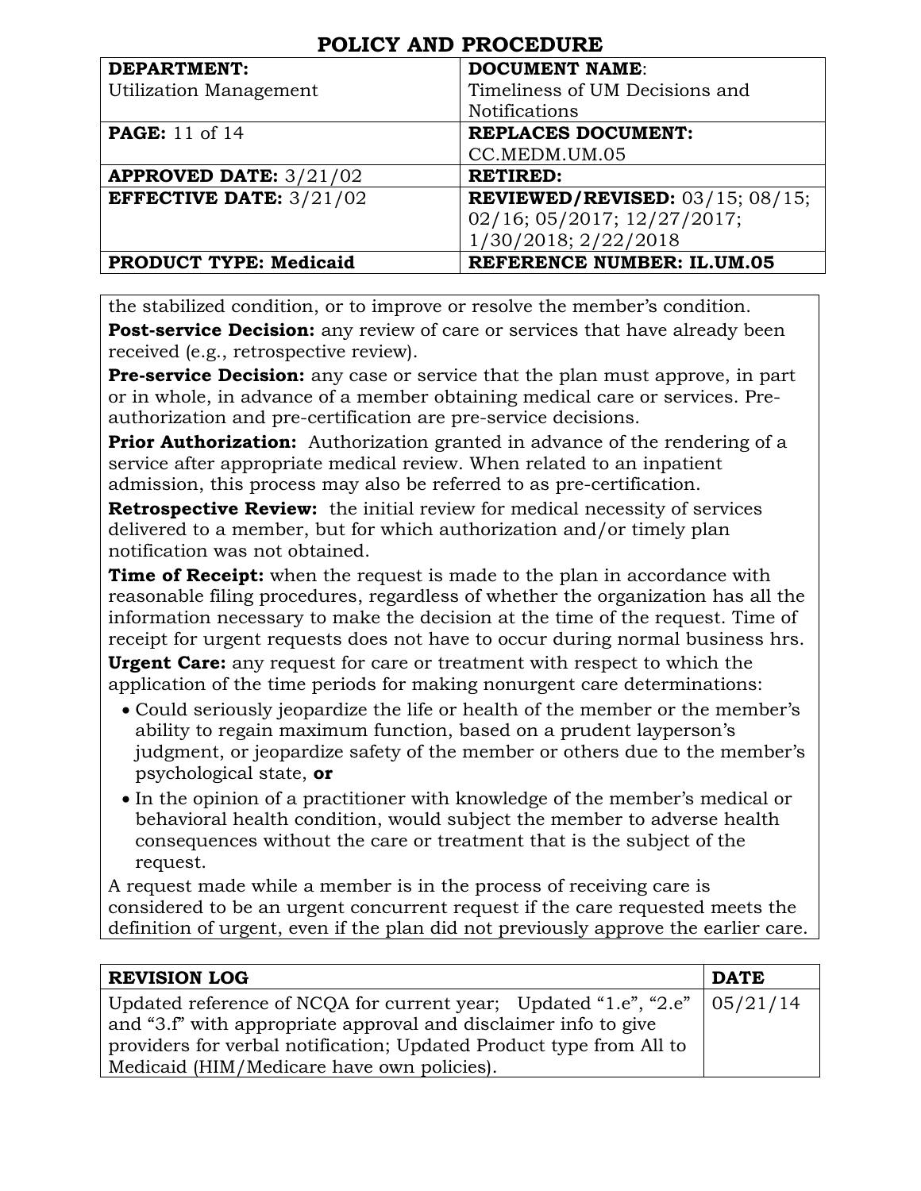# POLICY AND PROCEDURE

| **DEPARTMENT:** Utilization Management | **DOCUMENT NAME:** Timeliness of UM Decisions and Notifications |
| --- | --- |
| **PAGE:** 11 of 14 | **REPLACES DOCUMENT:** CC.MEDM.UM.05 |
| **APPROVED DATE:** 3/21/02 | **RETIRED:** |
| **EFFECTIVE DATE:** 3/21/02 | **REVIEWED/REVISED:** 03/15; 08/15; 02/16; 05/2017; 12/27/2017; 1/30/2018; 2/22/2018 |
| **PRODUCT TYPE: Medicaid** | **REFERENCE NUMBER: IL.UM.05** |

the stabilized condition, or to improve or resolve the member's condition.

**Post-service Decision:** any review of care or services that have already been received (e.g., retrospective review).

**Pre-service Decision:** any case or service that the plan must approve, in part or in whole, in advance of a member obtaining medical care or services. Pre-authorization and pre-certification are pre-service decisions.

**Prior Authorization:** Authorization granted in advance of the rendering of a service after appropriate medical review. When related to an inpatient admission, this process may also be referred to as pre-certification.

**Retrospective Review:** the initial review for medical necessity of services delivered to a member, but for which authorization and/or timely plan notification was not obtained.

**Time of Receipt:** when the request is made to the plan in accordance with reasonable filing procedures, regardless of whether the organization has all the information necessary to make the decision at the time of the request. Time of receipt for urgent requests does not have to occur during normal business hrs.

**Urgent Care:** any request for care or treatment with respect to which the application of the time periods for making nonurgent care determinations:

- Could seriously jeopardize the life or health of the member or the member's ability to regain maximum function, based on a prudent layperson's judgment, or jeopardize safety of the member or others due to the member's psychological state, **or**
- In the opinion of a practitioner with knowledge of the member's medical or behavioral health condition, would subject the member to adverse health consequences without the care or treatment that is the subject of the request.

A request made while a member is in the process of receiving care is considered to be an urgent concurrent request if the care requested meets the definition of urgent, even if the plan did not previously approve the earlier care.

| **REVISION LOG** | **DATE** |
| --- | --- |
| Updated reference of NCQA for current year; Updated "1.e", "2.e" and "3.f" with appropriate approval and disclaimer info to give providers for verbal notification; Updated Product type from All to Medicaid (HIM/Medicare have own policies). | 05/21/14 |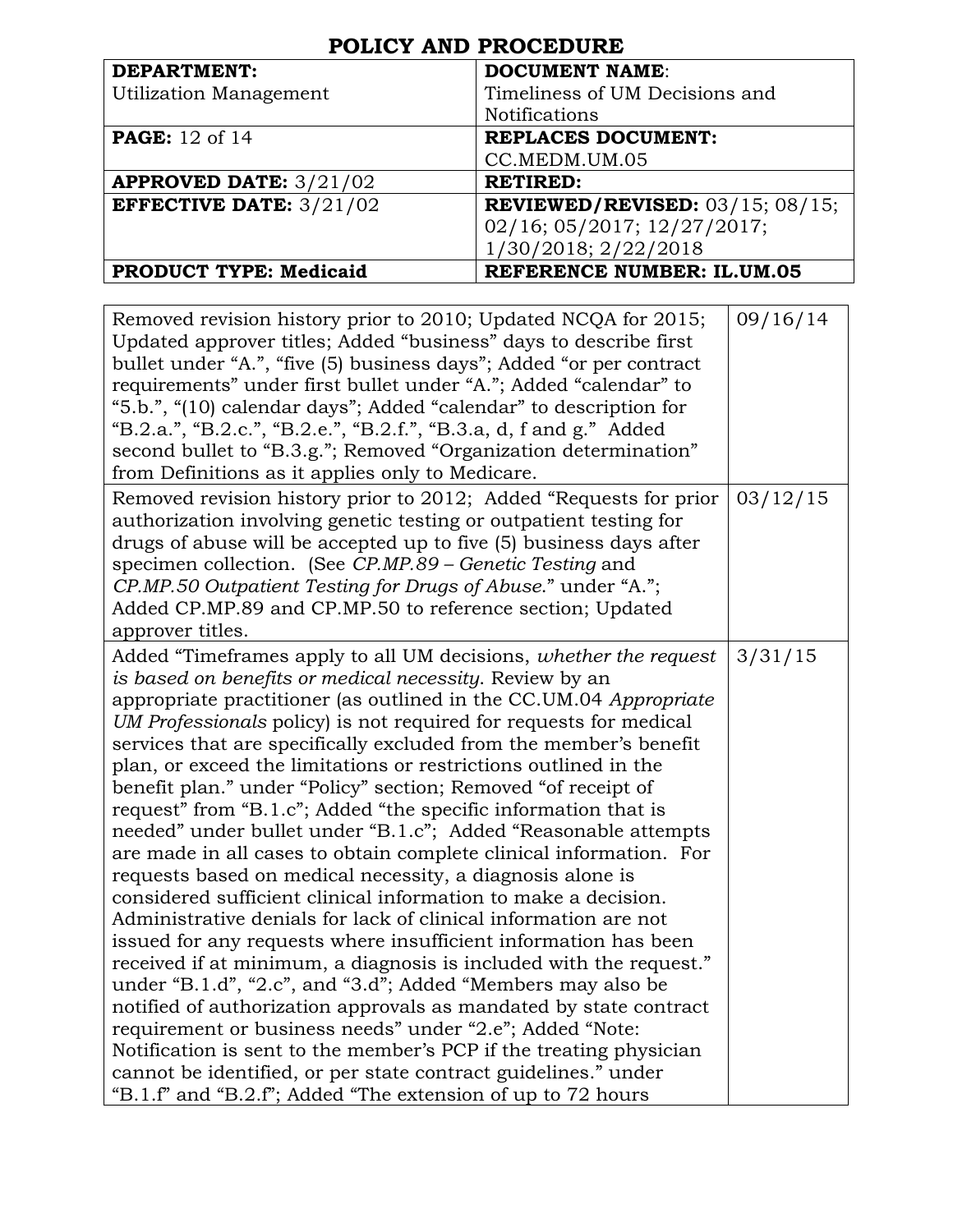| Removed revision history prior to 2010; Updated NCQA for 2015; Updated approver titles; Added "business" days to describe first bullet under "A.", "five (5) business days"; Added "or per contract requirements" under first bullet under "A."; Added "calendar" to "5.b.", "(10) calendar days"; Added "calendar" to description for "B.2.a.", "B.2.c.", "B.2.e.", "B.2.f.", "B.3.a, d, f and g." Added second bullet to "B.3.g."; Removed "Organization determination" from Definitions as it applies only to Medicare. | 09/16/14 |
|---|---|
| Removed revision history prior to 2012; Added "Requests for prior authorization involving genetic testing or outpatient testing for drugs of abuse will be accepted up to five (5) business days after specimen collection. (See *CP.MP.89 – Genetic Testing* and *CP.MP.50 Outpatient Testing for Drugs of Abuse*." under "A."; Added CP.MP.89 and CP.MP.50 to reference section; Updated approver titles. | 03/12/15 |
| Added "Timeframes apply to all UM decisions, *whether the request is based on benefits or medical necessity*. Review by an appropriate practitioner (as outlined in the CC.UM.04 *Appropriate UM Professionals* policy) is not required for requests for medical services that are specifically excluded from the member's benefit plan, or exceed the limitations or restrictions outlined in the benefit plan." under "Policy" section; Removed "of receipt of request" from "B.1.c"; Added "the specific information that is needed" under bullet under "B.1.c"; Added "Reasonable attempts are made in all cases to obtain complete clinical information. For requests based on medical necessity, a diagnosis alone is considered sufficient clinical information to make a decision. Administrative denials for lack of clinical information are not issued for any requests where insufficient information has been received if at minimum, a diagnosis is included with the request." under "B.1.d", "2.c", and "3.d"; Added "Members may also be notified of authorization approvals as mandated by state contract requirement or business needs" under "2.e"; Added "Note: Notification is sent to the member's PCP if the treating physician cannot be identified, or per state contract guidelines." under "B.1.f" and "B.2.f"; Added "The extension of up to 72 hours | 3/31/15 |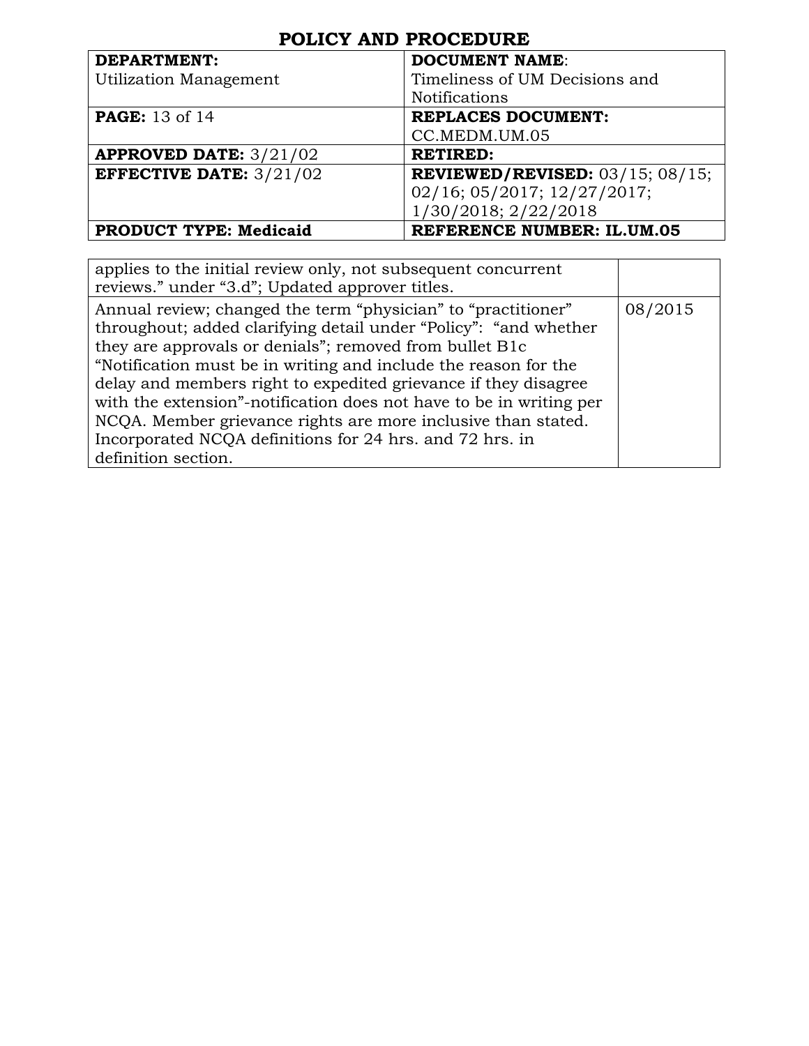# POLICY AND PROCEDURE

| DEPARTMENT: Utilization Management | DOCUMENT NAME: Timeliness of UM Decisions and Notifications |
|---|---|
| **PAGE:** 13 of 14 | **REPLACES DOCUMENT:** CC.MEDM.UM.05 |
| **APPROVED DATE:** 3/21/02 | **RETIRED:** |
| **EFFECTIVE DATE:** 3/21/02 | **REVIEWED/REVISED:** 03/15; 08/15; 02/16; 05/2017; 12/27/2017; 1/30/2018; 2/22/2018 |
| **PRODUCT TYPE: Medicaid** | **REFERENCE NUMBER: IL.UM.05** |

| | |
|---|---|
| applies to the initial review only, not subsequent concurrent reviews." under "3.d"; Updated approver titles. | |
| Annual review; changed the term "physician" to "practitioner" throughout; added clarifying detail under "Policy": "and whether they are approvals or denials"; removed from bullet B1c "Notification must be in writing and include the reason for the delay and members right to expedited grievance if they disagree with the extension"-notification does not have to be in writing per NCQA. Member grievance rights are more inclusive than stated. Incorporated NCQA definitions for 24 hrs. and 72 hrs. in definition section. | 08/2015 |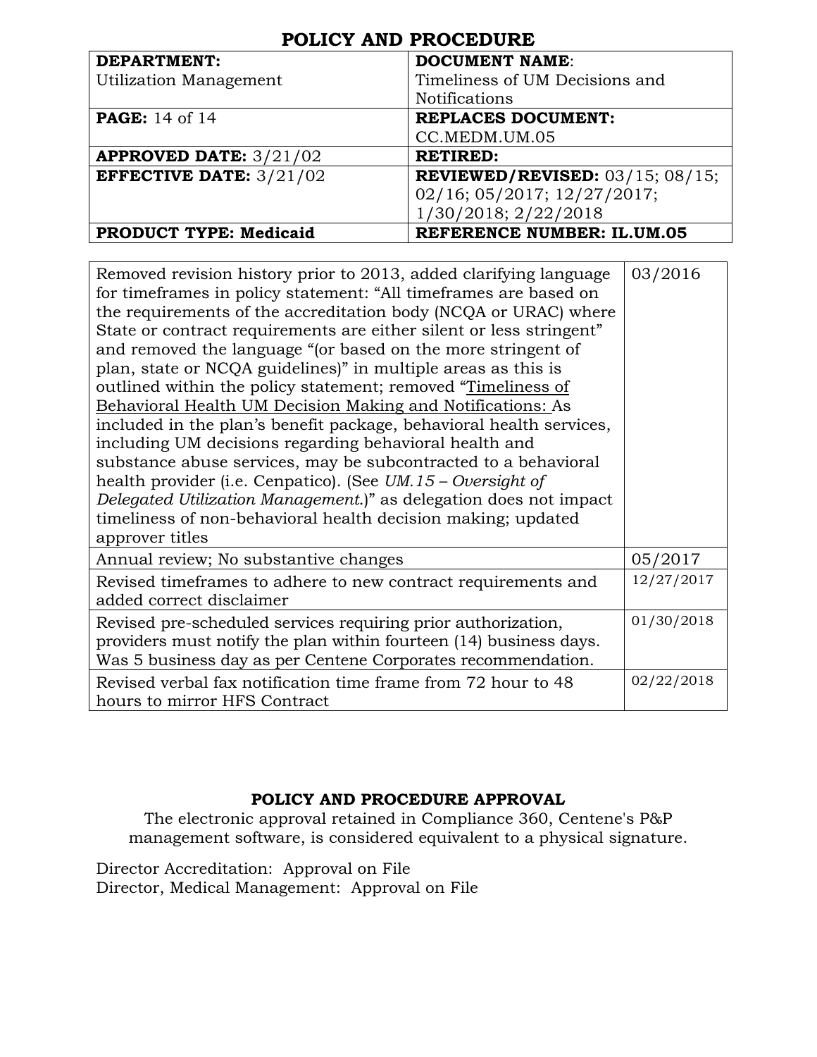# POLICY AND PROCEDURE

| | |
|---|---|
| **DEPARTMENT:** Utilization Management | **DOCUMENT NAME**: Timeliness of UM Decisions and Notifications |
| **PAGE:** 14 of 14 | **REPLACES DOCUMENT:** CC.MEDM.UM.05 |
| **APPROVED DATE:** 3/21/02 | **RETIRED:** |
| **EFFECTIVE DATE:** 3/21/02 | **REVIEWED/REVISED:** 03/15; 08/15; 02/16; 05/2017; 12/27/2017; 1/30/2018; 2/22/2018 |
| **PRODUCT TYPE: Medicaid** | **REFERENCE NUMBER: IL.UM.05** |

| | |
|---|---|
| Removed revision history prior to 2013, added clarifying language for timeframes in policy statement: "All timeframes are based on the requirements of the accreditation body (NCQA or URAC) where State or contract requirements are either silent or less stringent" and removed the language "(or based on the more stringent of plan, state or NCQA guidelines)" in multiple areas as this is outlined within the policy statement; removed "Timeliness of Behavioral Health UM Decision Making and Notifications: As included in the plan's benefit package, behavioral health services, including UM decisions regarding behavioral health and substance abuse services, may be subcontracted to a behavioral health provider (i.e. Cenpatico). (See *UM.15 – Oversight of Delegated Utilization Management*.)" as delegation does not impact timeliness of non-behavioral health decision making; updated approver titles | 03/2016 |
| Annual review; No substantive changes | 05/2017 |
| Revised timeframes to adhere to new contract requirements and added correct disclaimer | 12/27/2017 |
| Revised pre-scheduled services requiring prior authorization, providers must notify the plan within fourteen (14) business days. Was 5 business day as per Centene Corporates recommendation. | 01/30/2018 |
| Revised verbal fax notification time frame from 72 hour to 48 hours to mirror HFS Contract | 02/22/2018 |

**POLICY AND PROCEDURE APPROVAL**

The electronic approval retained in Compliance 360, Centene's P&P management software, is considered equivalent to a physical signature.

Director Accreditation: Approval on File
Director, Medical Management: Approval on File